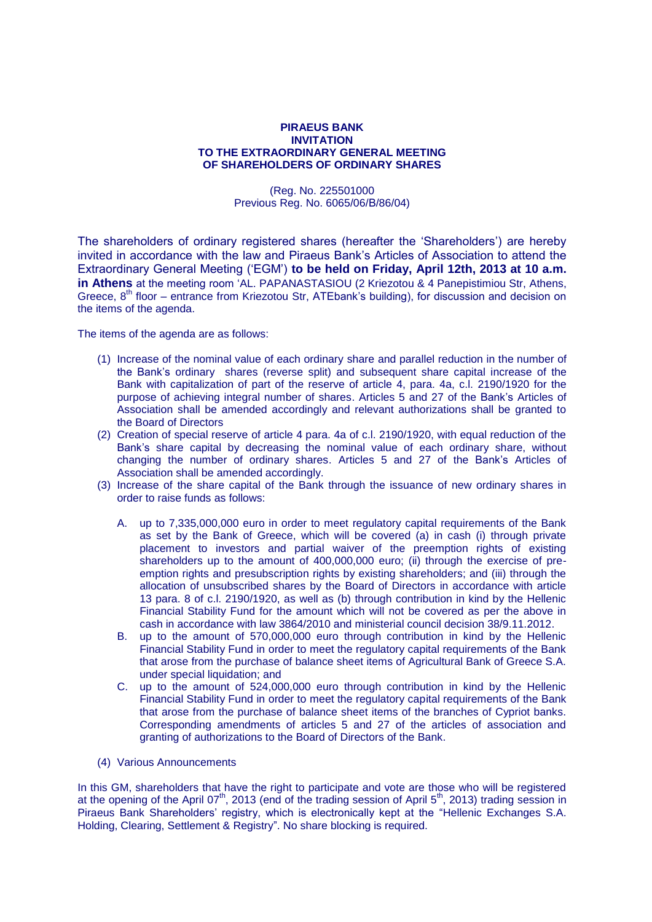**PIRAEUS BANK**
**INVITATION**
**TO THE EXTRAORDINARY GENERAL MEETING**
**OF SHAREHOLDERS OF ORDINARY SHARES**

(Reg. No. 225501000
Previous Reg. No. 6065/06/B/86/04)

The shareholders of ordinary registered shares (hereafter the 'Shareholders') are hereby invited in accordance with the law and Piraeus Bank's Articles of Association to attend the Extraordinary General Meeting ('EGM') **to be held on Friday, April 12th, 2013 at 10 a.m. in Athens** at the meeting room 'AL. PAPANASTASIOU (2 Kriezotou & 4 Panepistimiou Str, Athens, Greece, 8th floor – entrance from Kriezotou Str, ATEbank's building), for discussion and decision on the items of the agenda.

The items of the agenda are as follows:

(1) Increase of the nominal value of each ordinary share and parallel reduction in the number of the Bank's ordinary shares (reverse split) and subsequent share capital increase of the Bank with capitalization of part of the reserve of article 4, para. 4a, c.l. 2190/1920 for the purpose of achieving integral number of shares. Articles 5 and 27 of the Bank's Articles of Association shall be amended accordingly and relevant authorizations shall be granted to the Board of Directors

(2) Creation of special reserve of article 4 para. 4a of c.l. 2190/1920, with equal reduction of the Bank's share capital by decreasing the nominal value of each ordinary share, without changing the number of ordinary shares. Articles 5 and 27 of the Bank's Articles of Association shall be amended accordingly.

(3) Increase of the share capital of the Bank through the issuance of new ordinary shares in order to raise funds as follows:

   A. up to 7,335,000,000 euro in order to meet regulatory capital requirements of the Bank as set by the Bank of Greece, which will be covered (a) in cash (i) through private placement to investors and partial waiver of the preemption rights of existing shareholders up to the amount of 400,000,000 euro; (ii) through the exercise of pre-emption rights and presubscription rights by existing shareholders; and (iii) through the allocation of unsubscribed shares by the Board of Directors in accordance with article 13 para. 8 of c.l. 2190/1920, as well as (b) through contribution in kind by the Hellenic Financial Stability Fund for the amount which will not be covered as per the above in cash in accordance with law 3864/2010 and ministerial council decision 38/9.11.2012.

   B. up to the amount of 570,000,000 euro through contribution in kind by the Hellenic Financial Stability Fund in order to meet the regulatory capital requirements of the Bank that arose from the purchase of balance sheet items of Agricultural Bank of Greece S.A. under special liquidation; and

   C. up to the amount of 524,000,000 euro through contribution in kind by the Hellenic Financial Stability Fund in order to meet the regulatory capital requirements of the Bank that arose from the purchase of balance sheet items of the branches of Cypriot banks. Corresponding amendments of articles 5 and 27 of the articles of association and granting of authorizations to the Board of Directors of the Bank.

(4) Various Announcements

In this GM, shareholders that have the right to participate and vote are those who will be registered at the opening of the April 07th, 2013 (end of the trading session of April 5th, 2013) trading session in Piraeus Bank Shareholders' registry, which is electronically kept at the "Hellenic Exchanges S.A. Holding, Clearing, Settlement & Registry". No share blocking is required.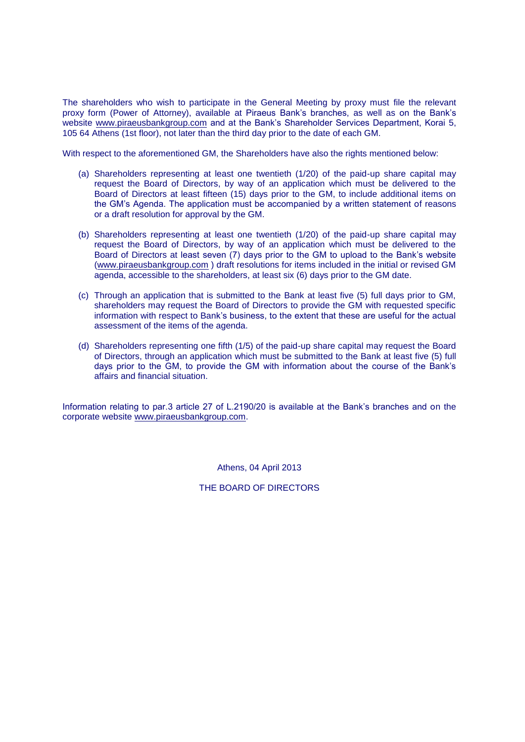The shareholders who wish to participate in the General Meeting by proxy must file the relevant proxy form (Power of Attorney), available at Piraeus Bank's branches, as well as on the Bank's website www.piraeusbankgroup.com and at the Bank's Shareholder Services Department, Korai 5, 105 64 Athens (1st floor), not later than the third day prior to the date of each GM.

With respect to the aforementioned GM, the Shareholders have also the rights mentioned below:

(a) Shareholders representing at least one twentieth (1/20) of the paid-up share capital may request the Board of Directors, by way of an application which must be delivered to the Board of Directors at least fifteen (15) days prior to the GM, to include additional items on the GM's Agenda. The application must be accompanied by a written statement of reasons or a draft resolution for approval by the GM.

(b) Shareholders representing at least one twentieth (1/20) of the paid-up share capital may request the Board of Directors, by way of an application which must be delivered to the Board of Directors at least seven (7) days prior to the GM to upload to the Bank's website (www.piraeusbankgroup.com ) draft resolutions for items included in the initial or revised GM agenda, accessible to the shareholders, at least six (6) days prior to the GM date.

(c) Through an application that is submitted to the Bank at least five (5) full days prior to GM, shareholders may request the Board of Directors to provide the GM with requested specific information with respect to Bank's business, to the extent that these are useful for the actual assessment of the items of the agenda.

(d) Shareholders representing one fifth (1/5) of the paid-up share capital may request the Board of Directors, through an application which must be submitted to the Bank at least five (5) full days prior to the GM, to provide the GM with information about the course of the Bank's affairs and financial situation.

Information relating to par.3 article 27 of L.2190/20 is available at the Bank's branches and on the corporate website www.piraeusbankgroup.com.

Athens, 04 April 2013

THE BOARD OF DIRECTORS